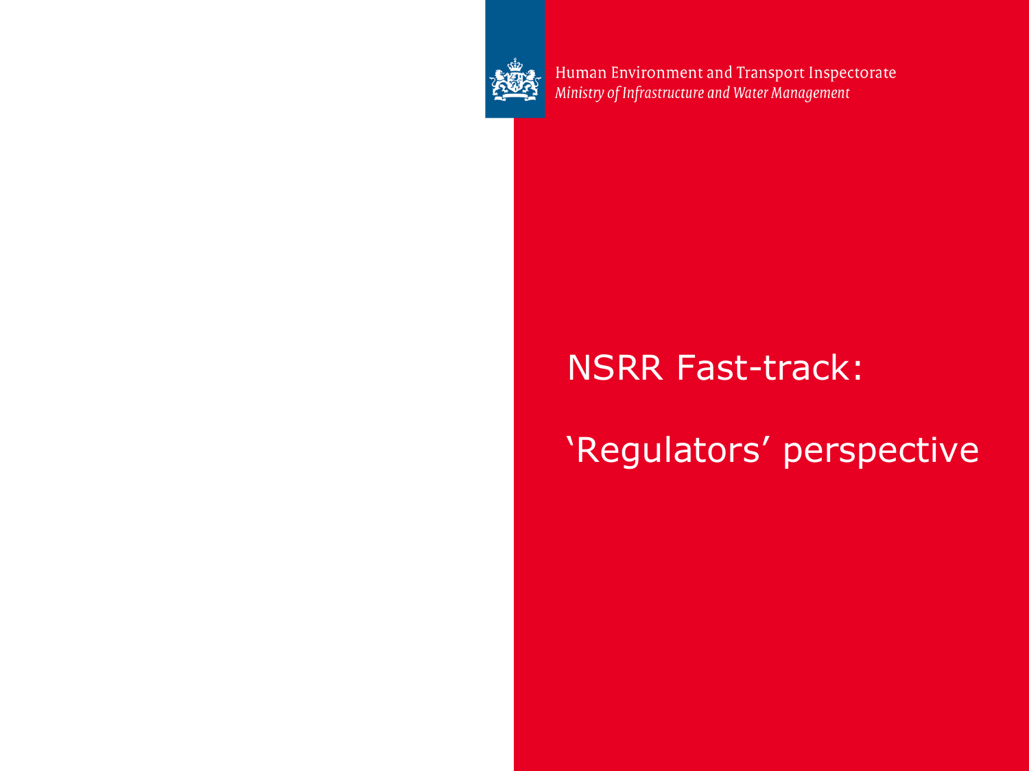Human Environment and Transport Inspectorate
*Ministry of Infrastructure and Water Management*

# NSRR Fast-track:

# 'Regulators' perspective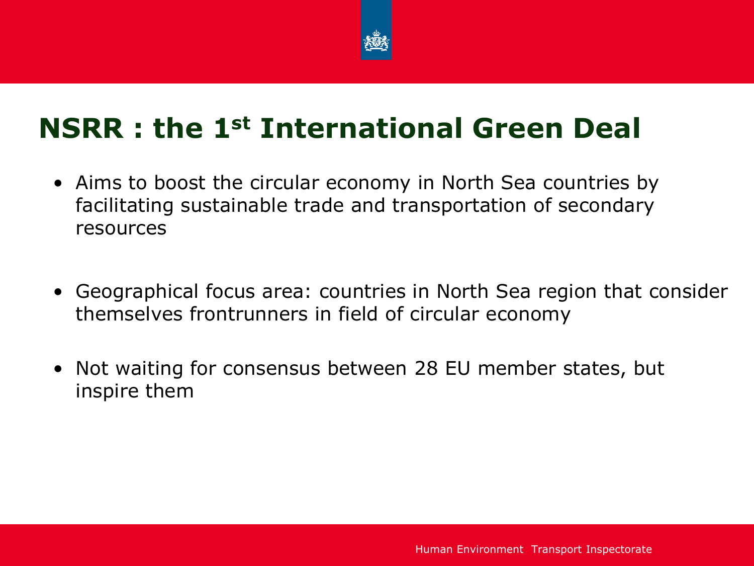# NSRR : the 1st International Green Deal

- Aims to boost the circular economy in North Sea countries by facilitating sustainable trade and transportation of secondary resources
- Geographical focus area: countries in North Sea region that consider themselves frontrunners in field of circular economy
- Not waiting for consensus between 28 EU member states, but inspire them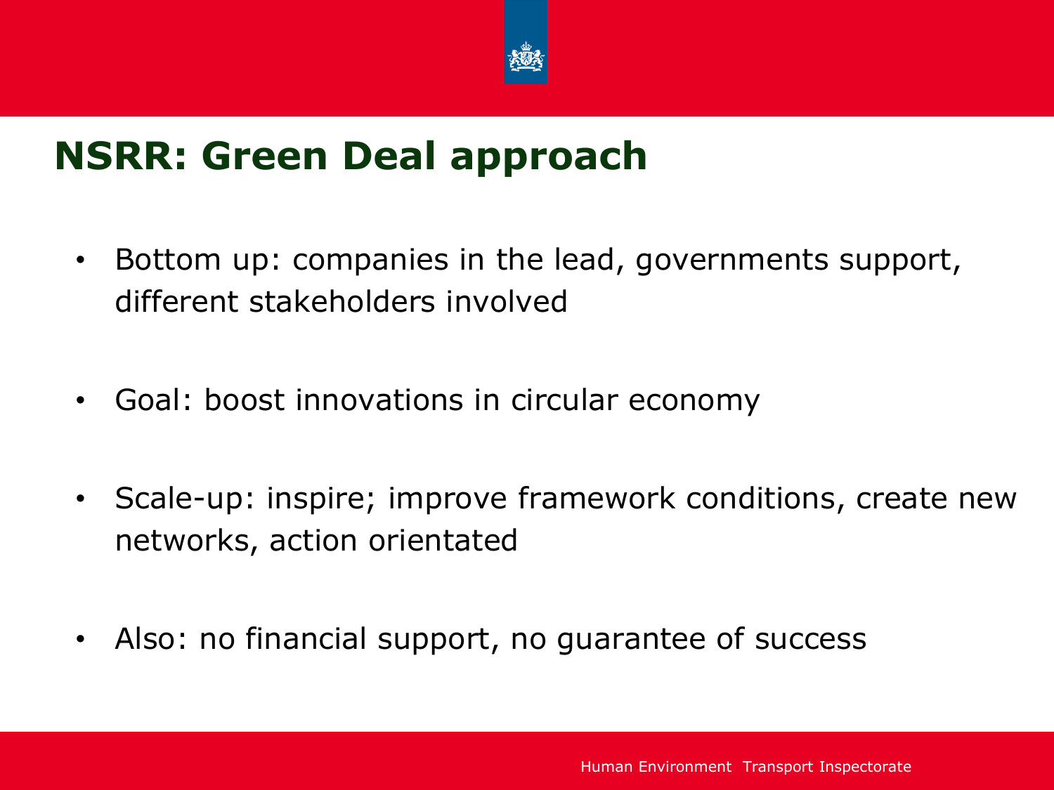# NSRR: Green Deal approach

- Bottom up: companies in the lead, governments support, different stakeholders involved
- Goal: boost innovations in circular economy
- Scale-up: inspire; improve framework conditions, create new networks, action orientated
- Also: no financial support, no guarantee of success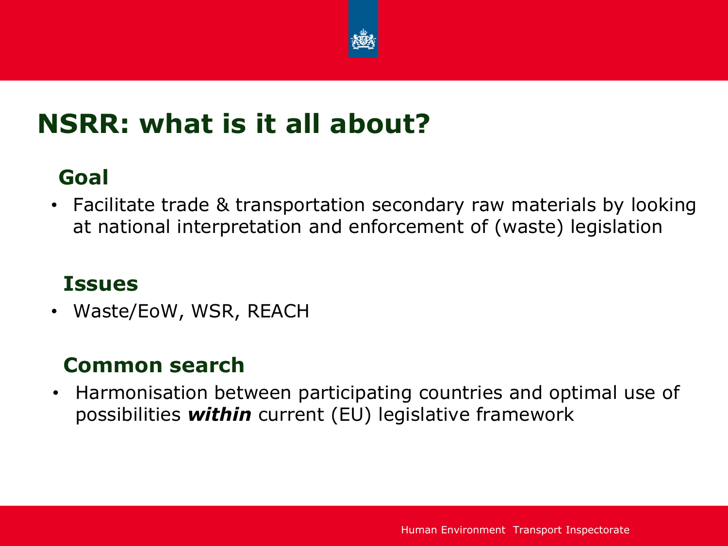# NSRR: what is it all about?

## Goal

- Facilitate trade & transportation secondary raw materials by looking at national interpretation and enforcement of (waste) legislation

## Issues

- Waste/EoW, WSR, REACH

## Common search

- Harmonisation between participating countries and optimal use of possibilities ***within*** current (EU) legislative framework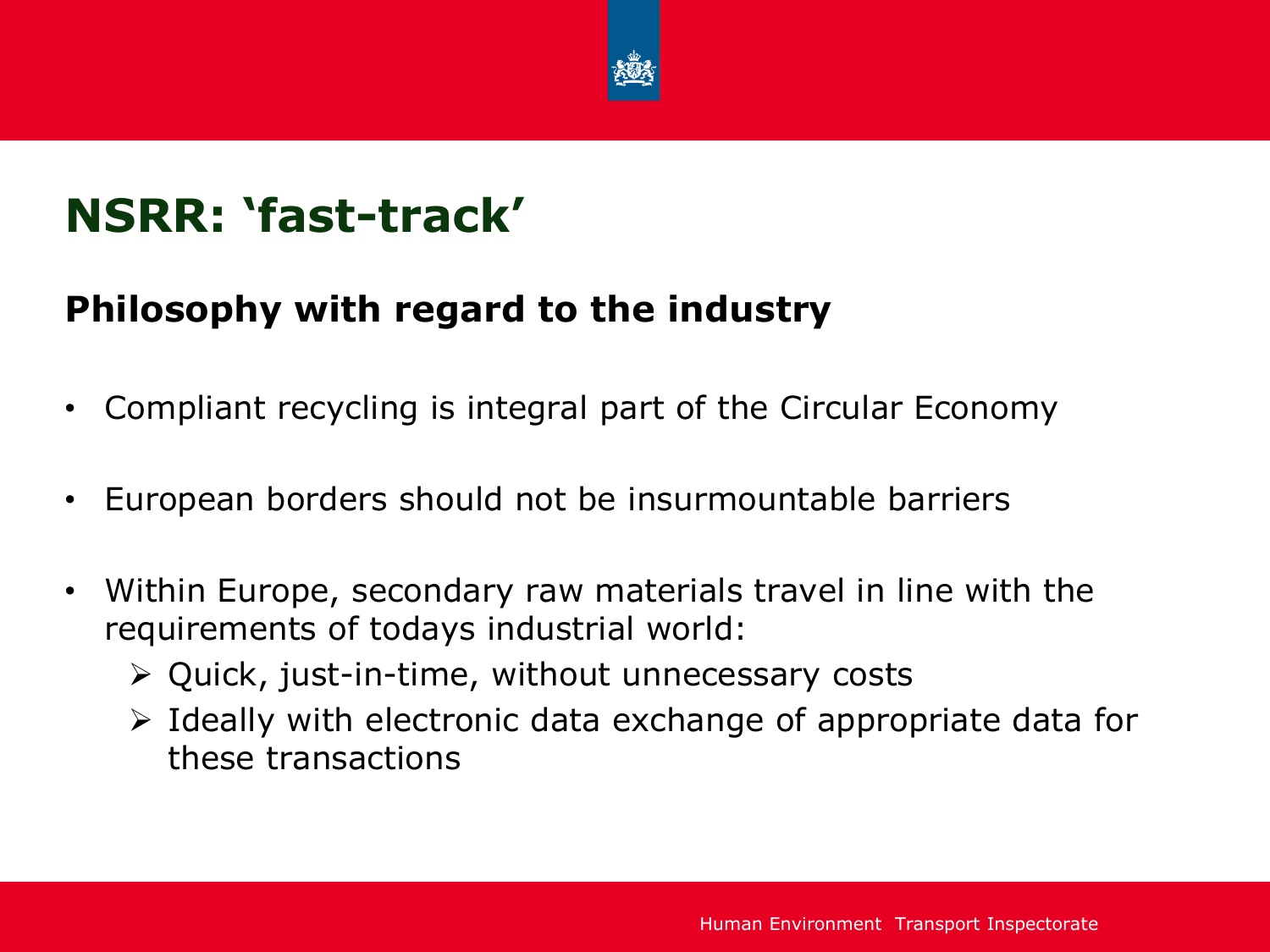# NSRR: 'fast-track'

## Philosophy with regard to the industry

- Compliant recycling is integral part of the Circular Economy
- European borders should not be insurmountable barriers
- Within Europe, secondary raw materials travel in line with the requirements of todays industrial world:
  - Quick, just-in-time, without unnecessary costs
  - Ideally with electronic data exchange of appropriate data for these transactions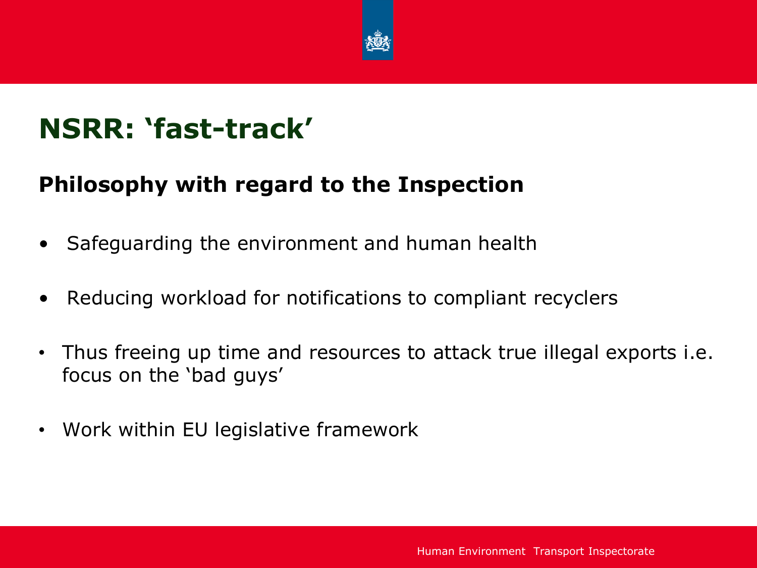# NSRR: ‘fast-track’

## Philosophy with regard to the Inspection

- Safeguarding the environment and human health
- Reducing workload for notifications to compliant recyclers
- Thus freeing up time and resources to attack true illegal exports i.e. focus on the ‘bad guys’
- Work within EU legislative framework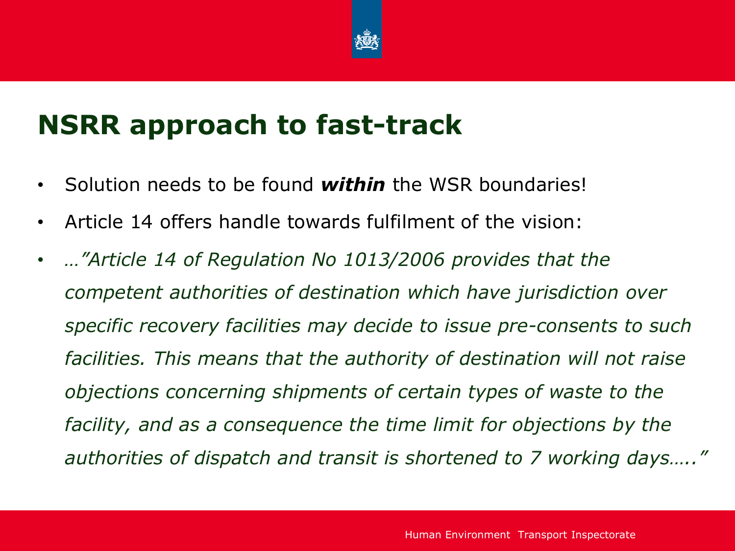# NSRR approach to fast-track

- Solution needs to be found ***within*** the WSR boundaries!
- Article 14 offers handle towards fulfilment of the vision:
- *…"Article 14 of Regulation No 1013/2006 provides that the competent authorities of destination which have jurisdiction over specific recovery facilities may decide to issue pre-consents to such facilities. This means that the authority of destination will not raise objections concerning shipments of certain types of waste to the facility, and as a consequence the time limit for objections by the authorities of dispatch and transit is shortened to 7 working days….."*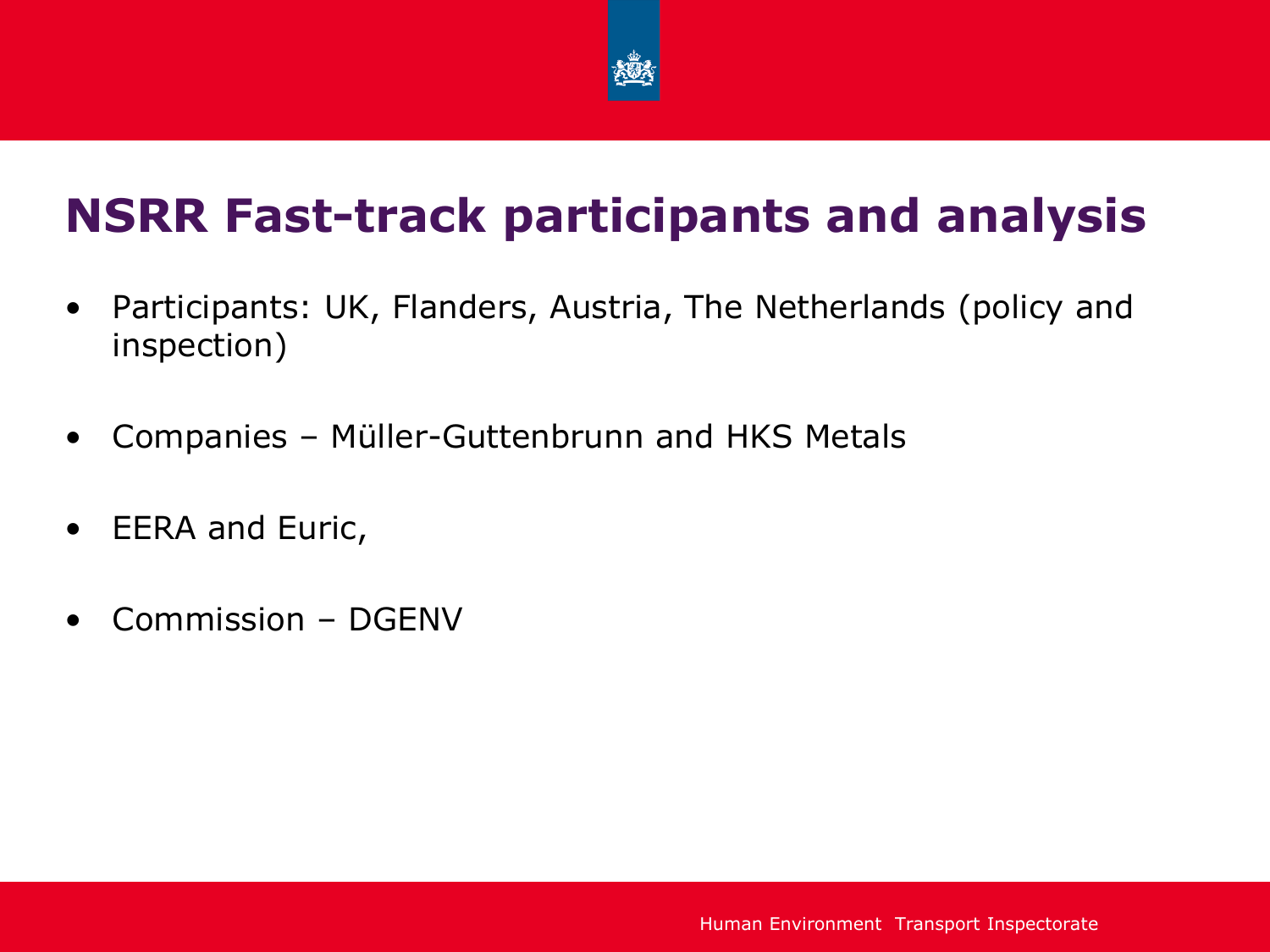# NSRR Fast-track participants and analysis

- Participants: UK, Flanders, Austria, The Netherlands (policy and inspection)
- Companies – Müller-Guttenbrunn and HKS Metals
- EERA and Euric,
- Commission – DGENV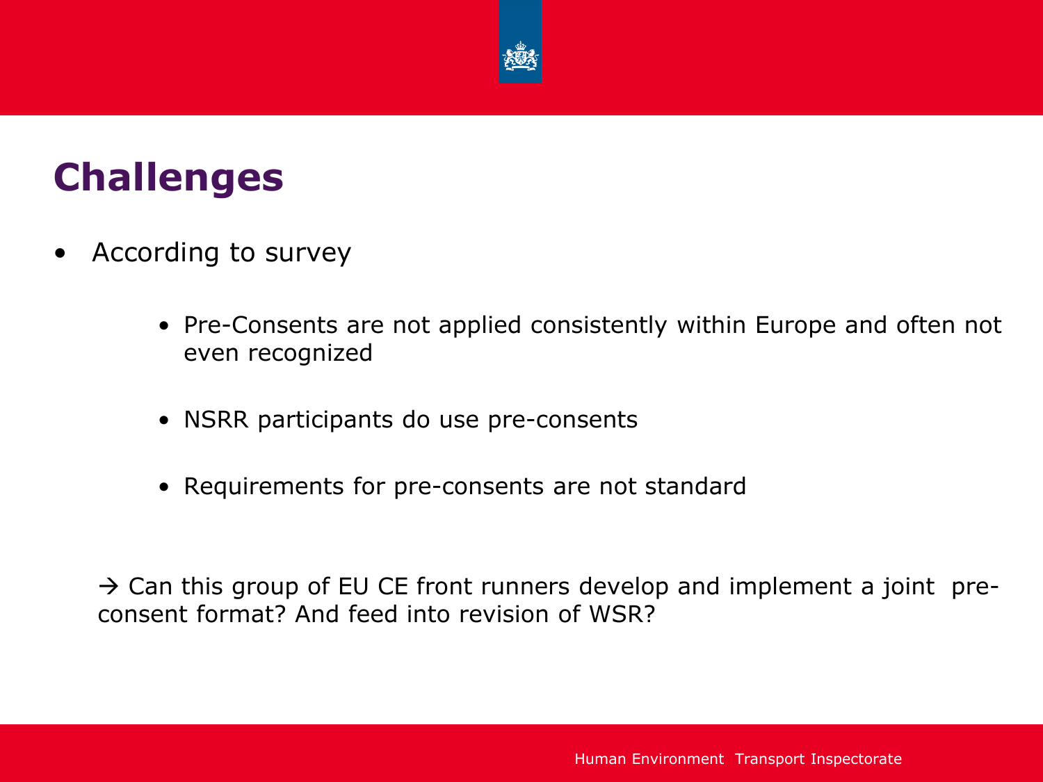# Challenges

- According to survey
  - Pre-Consents are not applied consistently within Europe and often not even recognized
  - NSRR participants do use pre-consents
  - Requirements for pre-consents are not standard

→ Can this group of EU CE front runners develop and implement a joint pre-consent format? And feed into revision of WSR?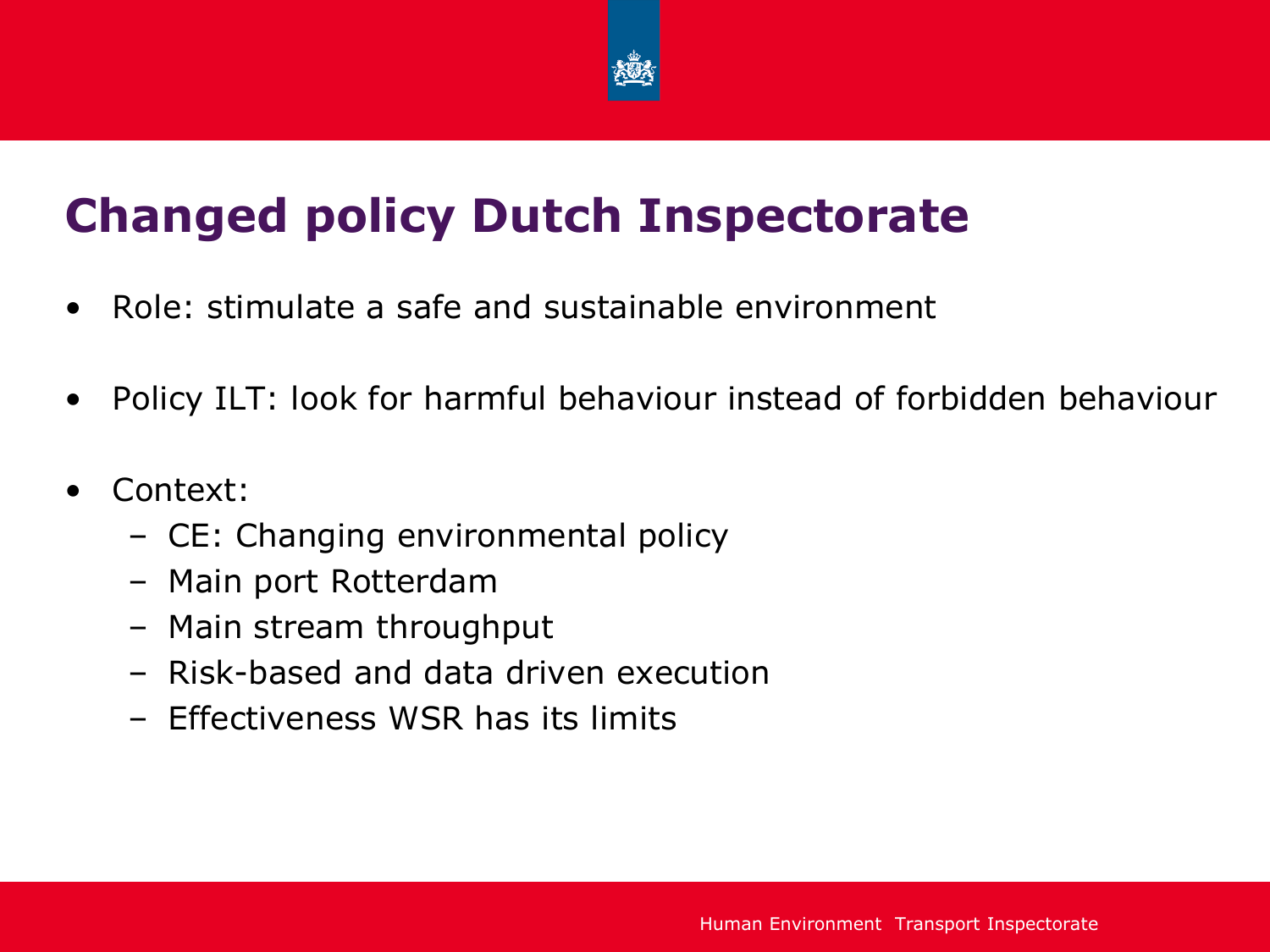# Changed policy Dutch Inspectorate

- Role: stimulate a safe and sustainable environment
- Policy ILT: look for harmful behaviour instead of forbidden behaviour
- Context:
  - CE: Changing environmental policy
  - Main port Rotterdam
  - Main stream throughput
  - Risk-based and data driven execution
  - Effectiveness WSR has its limits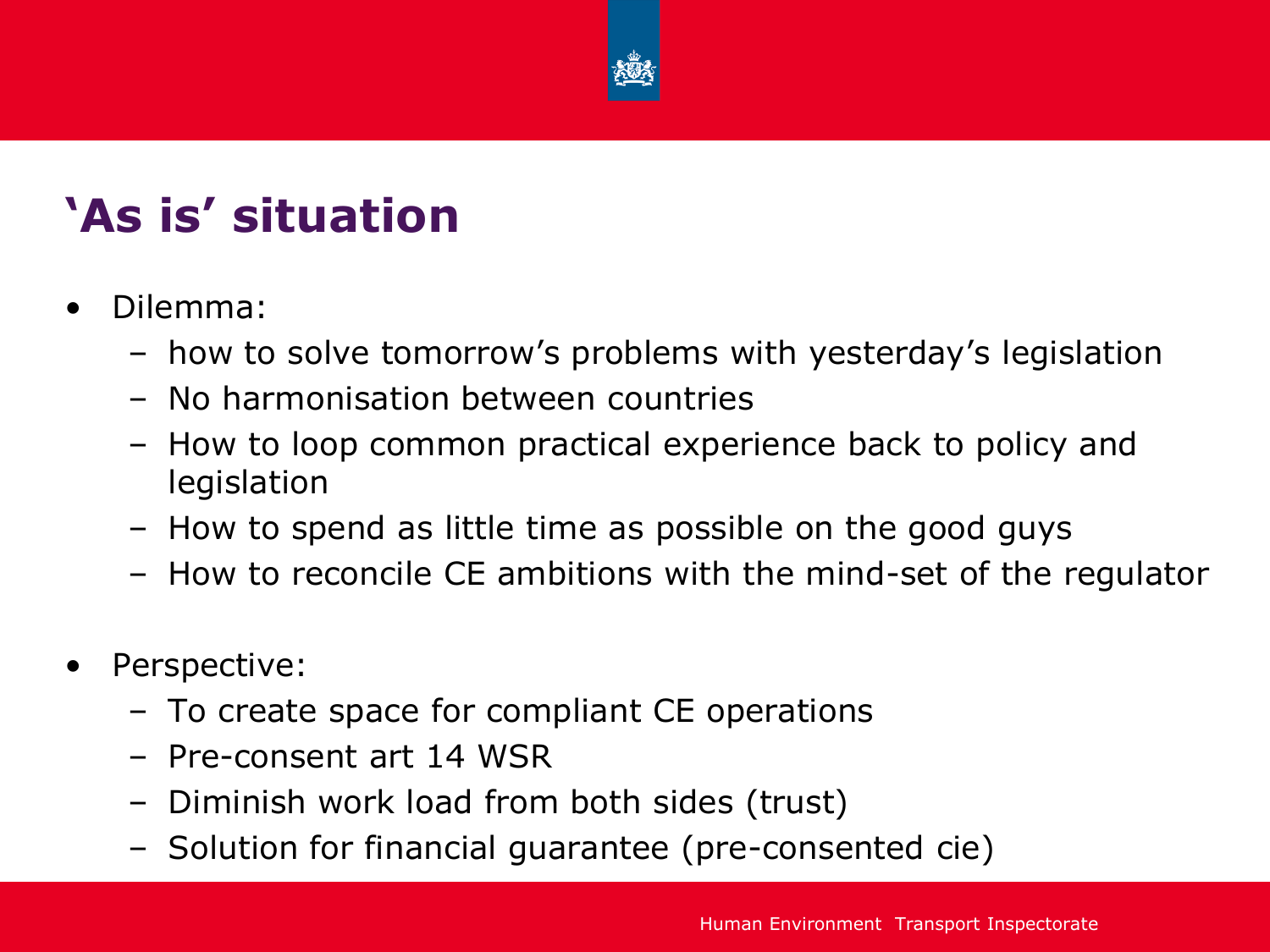# 'As is' situation

- Dilemma:
  - how to solve tomorrow's problems with yesterday's legislation
  - No harmonisation between countries
  - How to loop common practical experience back to policy and legislation
  - How to spend as little time as possible on the good guys
  - How to reconcile CE ambitions with the mind-set of the regulator
- Perspective:
  - To create space for compliant CE operations
  - Pre-consent art 14 WSR
  - Diminish work load from both sides (trust)
  - Solution for financial guarantee (pre-consented cie)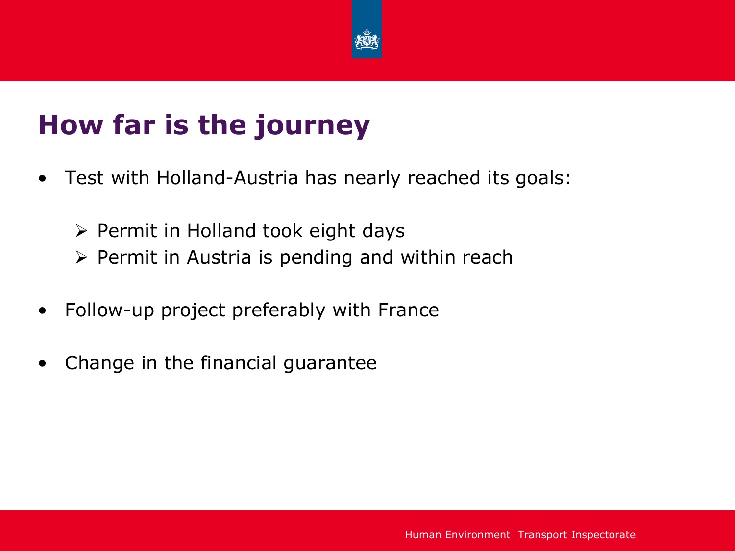# How far is the journey

- Test with Holland-Austria has nearly reached its goals:
  - Permit in Holland took eight days
  - Permit in Austria is pending and within reach
- Follow-up project preferably with France
- Change in the financial guarantee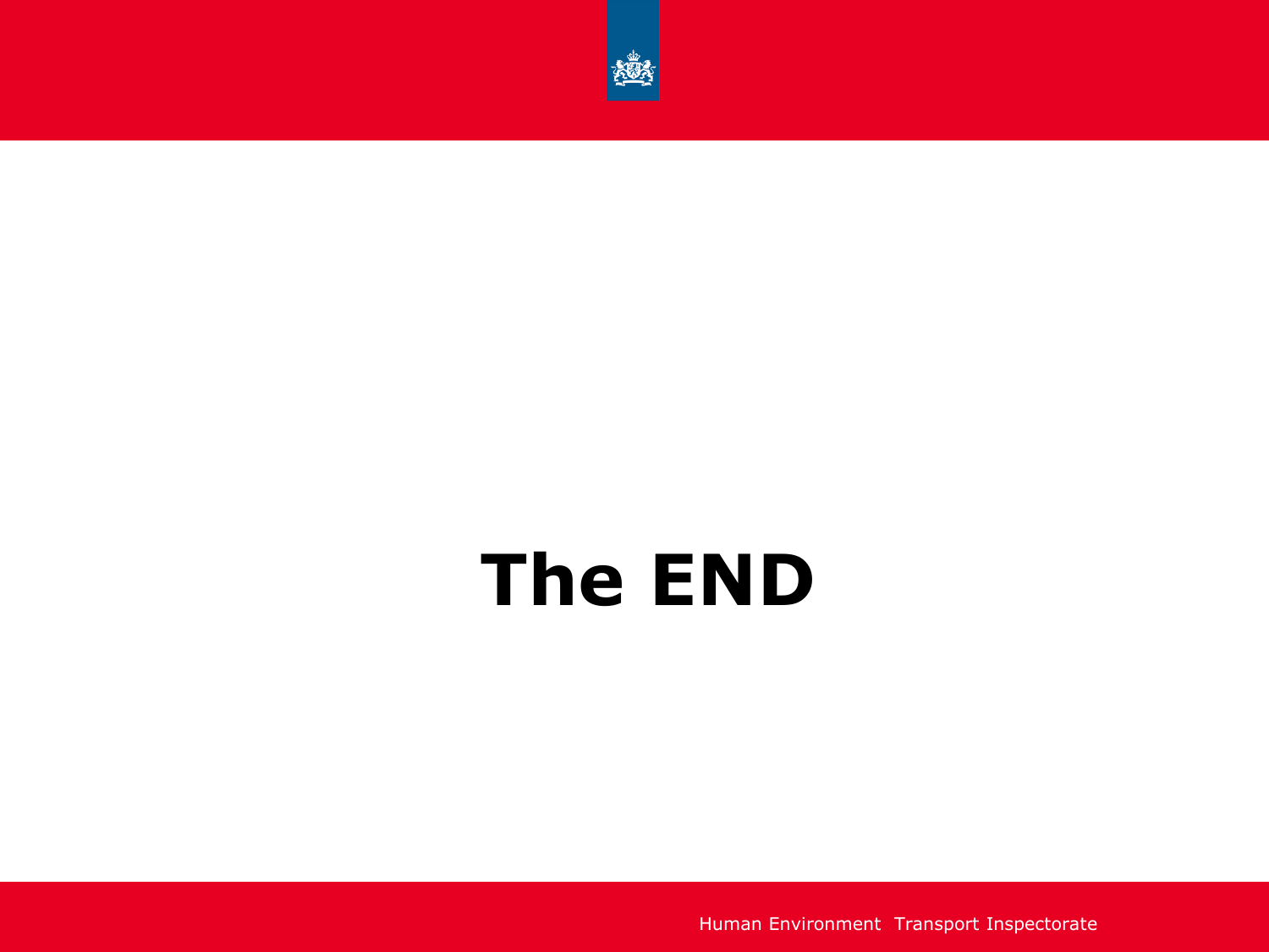# The END